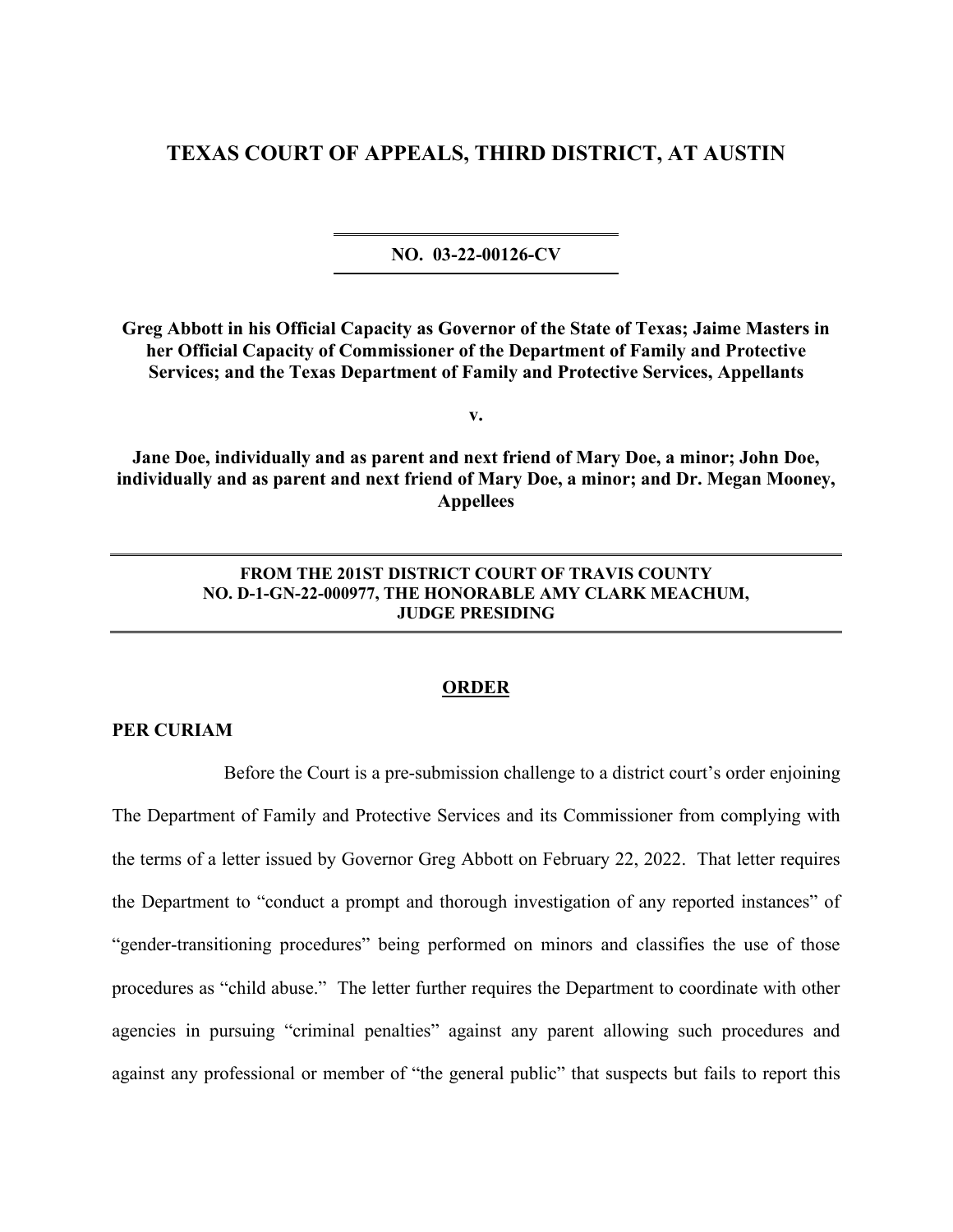# TEXAS COURT OF APPEALS, THIRD DISTRICT, AT AUSTIN

---

**NO. 03-22-00126-CV**

---

**Greg Abbott in his Official Capacity as Governor of the State of Texas; Jaime Masters in her Official Capacity of Commissioner of the Department of Family and Protective Services; and the Texas Department of Family and Protective Services, Appellants**

**v.**

**Jane Doe, individually and as parent and next friend of Mary Doe, a minor; John Doe, individually and as parent and next friend of Mary Doe, a minor; and Dr. Megan Mooney, Appellees**

---

**FROM THE 201ST DISTRICT COURT OF TRAVIS COUNTY NO. D-1-GN-22-000977, THE HONORABLE AMY CLARK MEACHUM, JUDGE PRESIDING**

---

## ORDER

**PER CURIAM**

Before the Court is a pre-submission challenge to a district court's order enjoining The Department of Family and Protective Services and its Commissioner from complying with the terms of a letter issued by Governor Greg Abbott on February 22, 2022. That letter requires the Department to "conduct a prompt and thorough investigation of any reported instances" of "gender-transitioning procedures" being performed on minors and classifies the use of those procedures as "child abuse." The letter further requires the Department to coordinate with other agencies in pursuing "criminal penalties" against any parent allowing such procedures and against any professional or member of "the general public" that suspects but fails to report this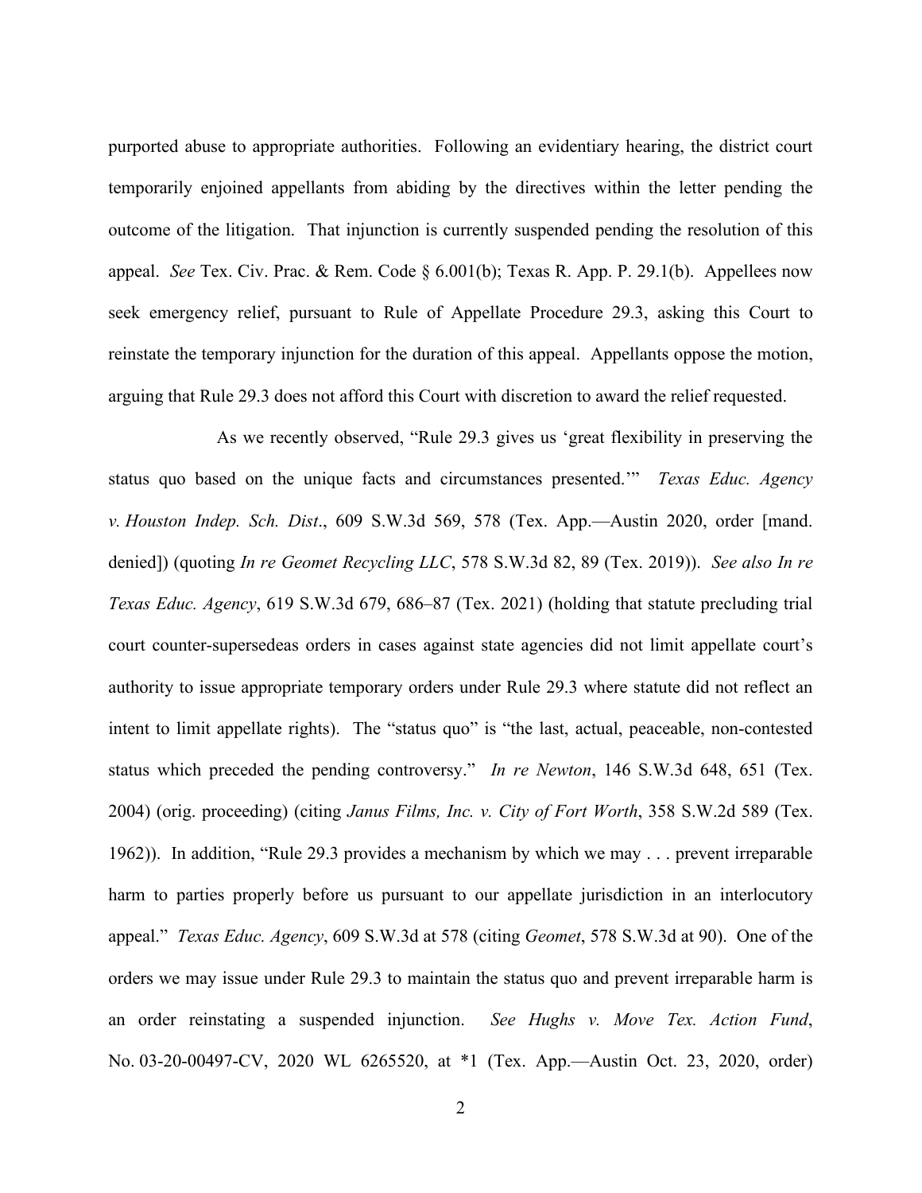purported abuse to appropriate authorities. Following an evidentiary hearing, the district court temporarily enjoined appellants from abiding by the directives within the letter pending the outcome of the litigation. That injunction is currently suspended pending the resolution of this appeal. *See* Tex. Civ. Prac. & Rem. Code § 6.001(b); Texas R. App. P. 29.1(b). Appellees now seek emergency relief, pursuant to Rule of Appellate Procedure 29.3, asking this Court to reinstate the temporary injunction for the duration of this appeal. Appellants oppose the motion, arguing that Rule 29.3 does not afford this Court with discretion to award the relief requested.

As we recently observed, "Rule 29.3 gives us 'great flexibility in preserving the status quo based on the unique facts and circumstances presented.'" *Texas Educ. Agency v. Houston Indep. Sch. Dist*., 609 S.W.3d 569, 578 (Tex. App.—Austin 2020, order [mand. denied]) (quoting *In re Geomet Recycling LLC*, 578 S.W.3d 82, 89 (Tex. 2019)). *See also In re Texas Educ. Agency*, 619 S.W.3d 679, 686–87 (Tex. 2021) (holding that statute precluding trial court counter-supersedeas orders in cases against state agencies did not limit appellate court's authority to issue appropriate temporary orders under Rule 29.3 where statute did not reflect an intent to limit appellate rights). The "status quo" is "the last, actual, peaceable, non-contested status which preceded the pending controversy." *In re Newton*, 146 S.W.3d 648, 651 (Tex. 2004) (orig. proceeding) (citing *Janus Films, Inc. v. City of Fort Worth*, 358 S.W.2d 589 (Tex. 1962)). In addition, "Rule 29.3 provides a mechanism by which we may . . . prevent irreparable harm to parties properly before us pursuant to our appellate jurisdiction in an interlocutory appeal." *Texas Educ. Agency*, 609 S.W.3d at 578 (citing *Geomet*, 578 S.W.3d at 90). One of the orders we may issue under Rule 29.3 to maintain the status quo and prevent irreparable harm is an order reinstating a suspended injunction. *See Hughs v. Move Tex. Action Fund*, No. 03-20-00497-CV, 2020 WL 6265520, at *1 (Tex. App.—Austin Oct. 23, 2020, order)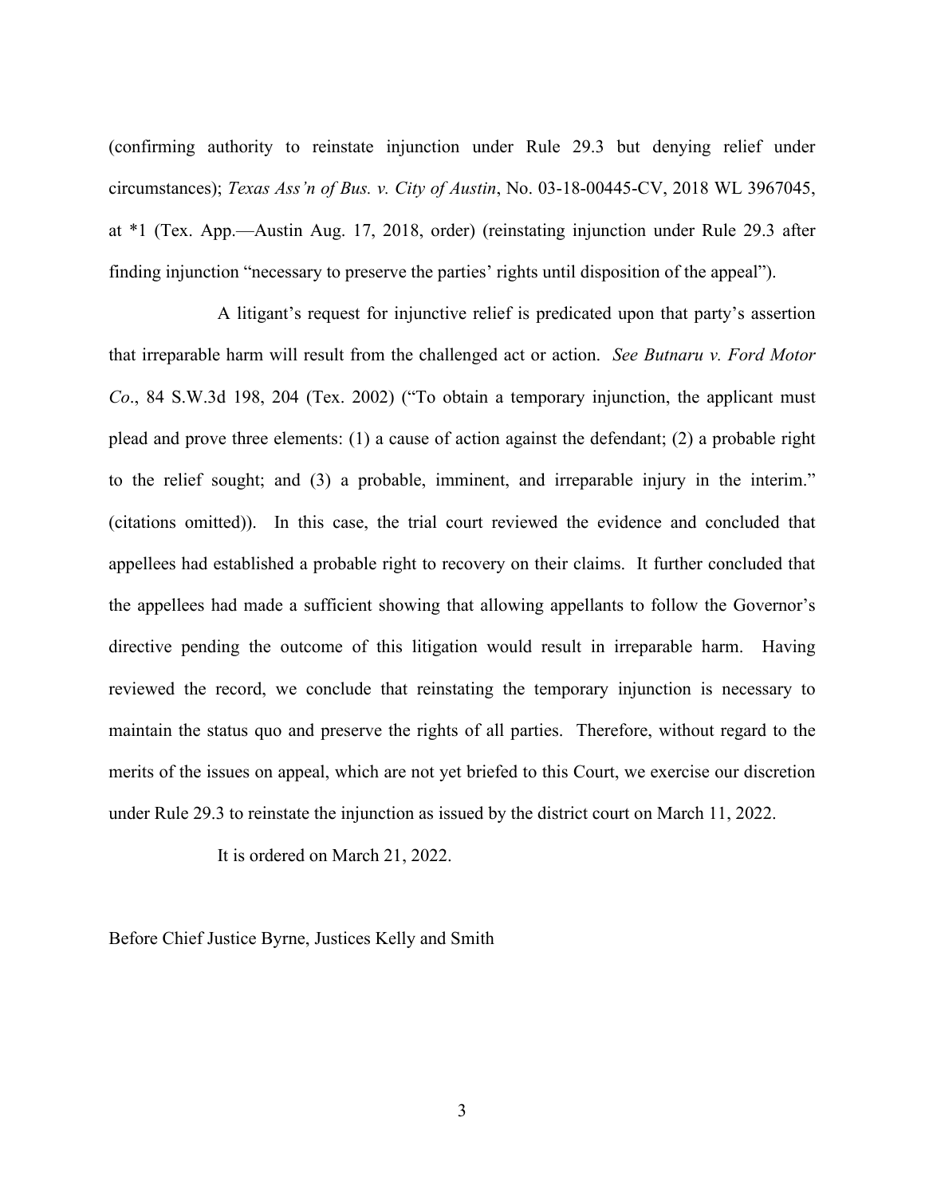(confirming authority to reinstate injunction under Rule 29.3 but denying relief under circumstances); *Texas Ass'n of Bus. v. City of Austin*, No. 03-18-00445-CV, 2018 WL 3967045, at *1 (Tex. App.—Austin Aug. 17, 2018, order) (reinstating injunction under Rule 29.3 after finding injunction "necessary to preserve the parties' rights until disposition of the appeal").

A litigant's request for injunctive relief is predicated upon that party's assertion that irreparable harm will result from the challenged act or action. *See Butnaru v. Ford Motor Co*., 84 S.W.3d 198, 204 (Tex. 2002) ("To obtain a temporary injunction, the applicant must plead and prove three elements: (1) a cause of action against the defendant; (2) a probable right to the relief sought; and (3) a probable, imminent, and irreparable injury in the interim." (citations omitted)). In this case, the trial court reviewed the evidence and concluded that appellees had established a probable right to recovery on their claims. It further concluded that the appellees had made a sufficient showing that allowing appellants to follow the Governor's directive pending the outcome of this litigation would result in irreparable harm. Having reviewed the record, we conclude that reinstating the temporary injunction is necessary to maintain the status quo and preserve the rights of all parties. Therefore, without regard to the merits of the issues on appeal, which are not yet briefed to this Court, we exercise our discretion under Rule 29.3 to reinstate the injunction as issued by the district court on March 11, 2022.

It is ordered on March 21, 2022.

Before Chief Justice Byrne, Justices Kelly and Smith